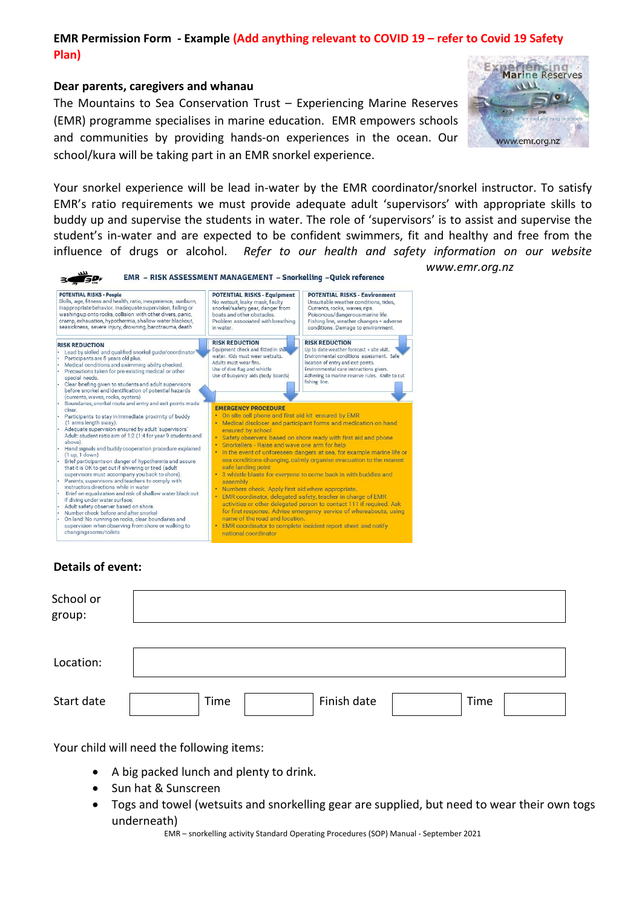**EMR Permission Form - Example (Add anything relevant to COVID 19 – refer to Covid 19 Safety Plan)**

**Dear parents, caregivers and whanau**

The Mountains to Sea Conservation Trust – Experiencing Marine Reserves (EMR) programme specialises in marine education. EMR empowers schools and communities by providing hands-on experiences in the ocean. Our school/kura will be taking part in an EMR snorkel experience.

Your snorkel experience will be lead in-water by the EMR coordinator/snorkel instructor. To satisfy EMR's ratio requirements we must provide adequate adult 'supervisors' with appropriate skills to buddy up and supervise the students in water. The role of 'supervisors' is to assist and supervise the student's in-water and are expected to be confident swimmers, fit and healthy and free from the influence of drugs or alcohol. *Refer to our health and safety information on our website www.emr.org.nz*

**EMR – RISK ASSESSMENT MANAGEMENT – Snorkelling –Quick reference**

| POTENTIAL RISKS - People | POTENTIAL RISKS - Equipment | POTENTIAL RISKS - Environment |
|---|---|---|
| Skills, age, fitness and health, ratio, inexperience, sunburn, inappropriate behavior, inadequate supervision, falling or washing up onto rocks, collision with other divers, panic, cramp, exhaustion, hypothermia, shallow water blackout, seasickness, severe injury, drowning, barotrauma, death | No wetsuit, leaky mask, faulty snorkel/safety gear, danger from boats and other obstacles. Problem associated with breathing in water. | Unsuitable weather conditions, tides, Currents, rocks, waves, rips. Poisonous/dangerous marine life. Fishing line, weather changes + adverse conditions. Damage to environment. |

**RISK REDUCTION (People)**

- Lead by skilled and qualified snorkel guide/coordinator
- Participants are 5 years old plus.
- Medical conditions and swimming ability checked.
- Precautions taken for pre-existing medical or other special needs.
- Clear briefing given to students and adult supervisors before snorkel and identification of potential hazards (currents, waves, rocks, oysters)
- Boundaries, snorkel route and entry and exit points made clear.
- Participants to stay in immediate proximity of buddy (1 arms length away).
- Adequate supervision ensured by adult 'supervisors'. Adult: student ratio aim of 1:2 (1:4 for year 9 students and above).
- Hand signals and buddy cooperation procedure explained (1 up, 1 down)
- Brief participants on danger of hypothermia and assure that it is OK to get out if shivering or tired (adult supervisors must accompany you back to shore).
- Parents, supervisors and teachers to comply with instructors directions while in water
- Brief on equalization and risk of shallow water black out if diving under water surface.
- Adult safety observer based on shore
- Number check before and after snorkel
- On land: No running on rocks, clear boundaries and supervision when observing from shore or walking to changing rooms/toilets

**RISK REDUCTION (Equipment)**

Equipment check and fitted in shallow water. Kids must wear wetsuits. Adults must wear fins. Use of dive flag and whistle. Use of buoyancy aids (body boards)

**RISK REDUCTION (Environment)**

Up to date weather forecast + site visit. Environmental conditions assessment. Safe location of entry and exit points. Environmental care instructions given. Adhering to marine reserve rules. Knife to cut fishing line.

**EMERGENCY PROCEDURE**

- On site cell phone and first aid kit ensured by EMR
- Medical discloser and participant forms and medication on hand ensured by school
- Safety observers based on shore ready with first aid and phone
- Snorkellers - Raise and wave one arm for help
- In the event of unforeseen dangers at sea, for example marine life or sea conditions changing, calmly organise evacuation to the nearest safe landing point
- 3 whistle blasts for everyone to come back in with buddies and assembly
- Numbers check. Apply first aid where appropriate.
- EMR coordinator, delegated safety, teacher in charge of EMR activities or other delegated person to contact 111 if required. Ask for first response. Advise emergency service of whereabouts, using name of the road and location.
- EMR coordinator to complete incident report sheet and notify national coordinator

**Details of event:**

| School or group: | |
|---|---|
| Location: | |

| Start date | | Time | | Finish date | | Time | |
|---|---|---|---|---|---|---|---|

Your child will need the following items:

- A big packed lunch and plenty to drink.
- Sun hat & Sunscreen
- Togs and towel (wetsuits and snorkelling gear are supplied, but need to wear their own togs underneath)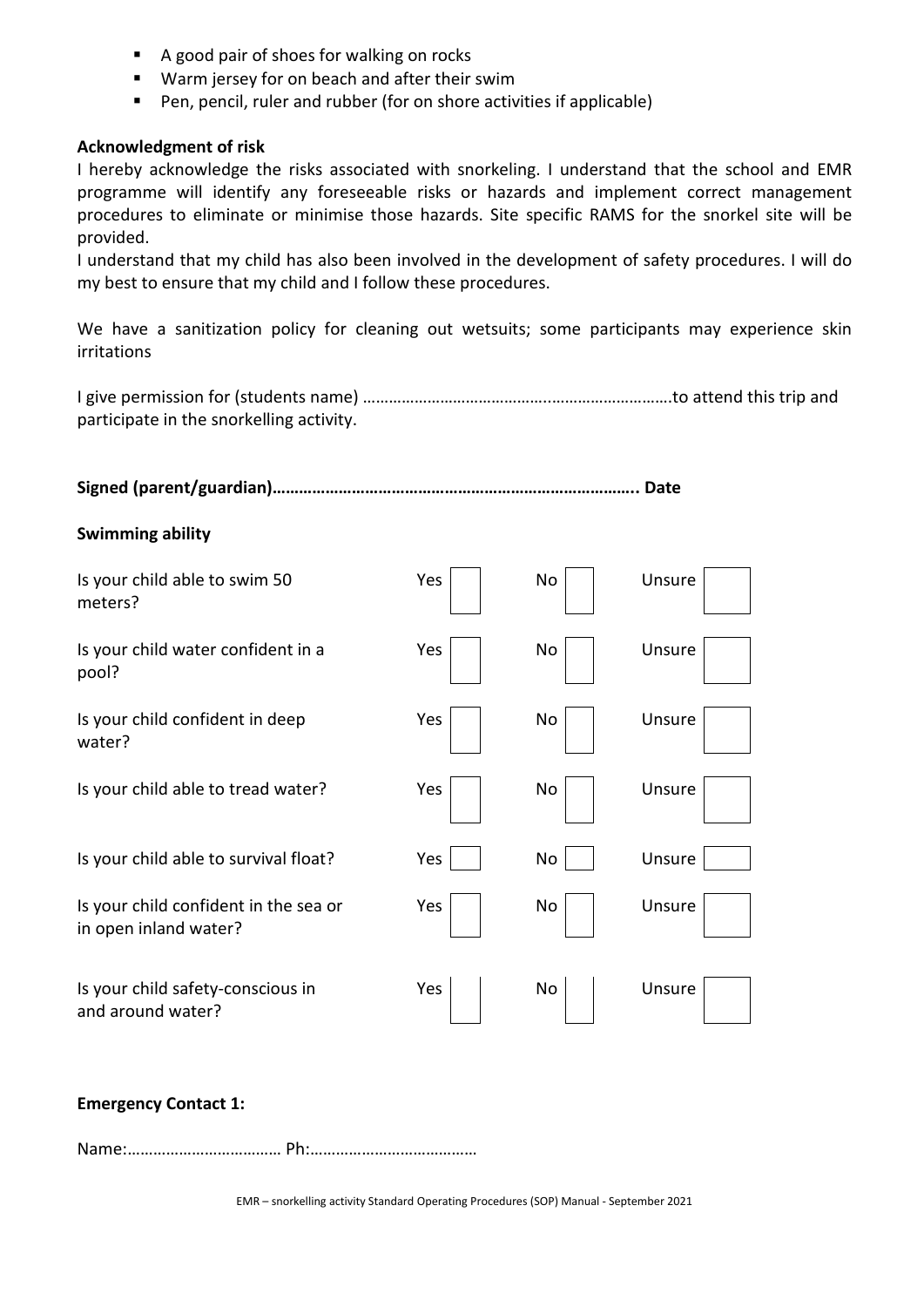- A good pair of shoes for walking on rocks
- Warm jersey for on beach and after their swim
- Pen, pencil, ruler and rubber (for on shore activities if applicable)

**Acknowledgment of risk**

I hereby acknowledge the risks associated with snorkeling. I understand that the school and EMR programme will identify any foreseeable risks or hazards and implement correct management procedures to eliminate or minimise those hazards. Site specific RAMS for the snorkel site will be provided.

I understand that my child has also been involved in the development of safety procedures. I will do my best to ensure that my child and I follow these procedures.

We have a sanitization policy for cleaning out wetsuits; some participants may experience skin irritations

I give permission for (students name) ……………………………………..……………………….to attend this trip and participate in the snorkelling activity.

**Signed (parent/guardian)……………………………………………………………………….. Date**

**Swimming ability**

| Question | Yes | No | Unsure |
|---|---|---|---|
| Is your child able to swim 50 meters? | ☐ | ☐ | ☐ |
| Is your child water confident in a pool? | ☐ | ☐ | ☐ |
| Is your child confident in deep water? | ☐ | ☐ | ☐ |
| Is your child able to tread water? | ☐ | ☐ | ☐ |
| Is your child able to survival float? | ☐ | ☐ | ☐ |
| Is your child confident in the sea or in open inland water? | ☐ | ☐ | ☐ |
| Is your child safety-conscious in and around water? | ☐ | ☐ | ☐ |

**Emergency Contact 1:**

Name:……………………………… Ph:…………………………………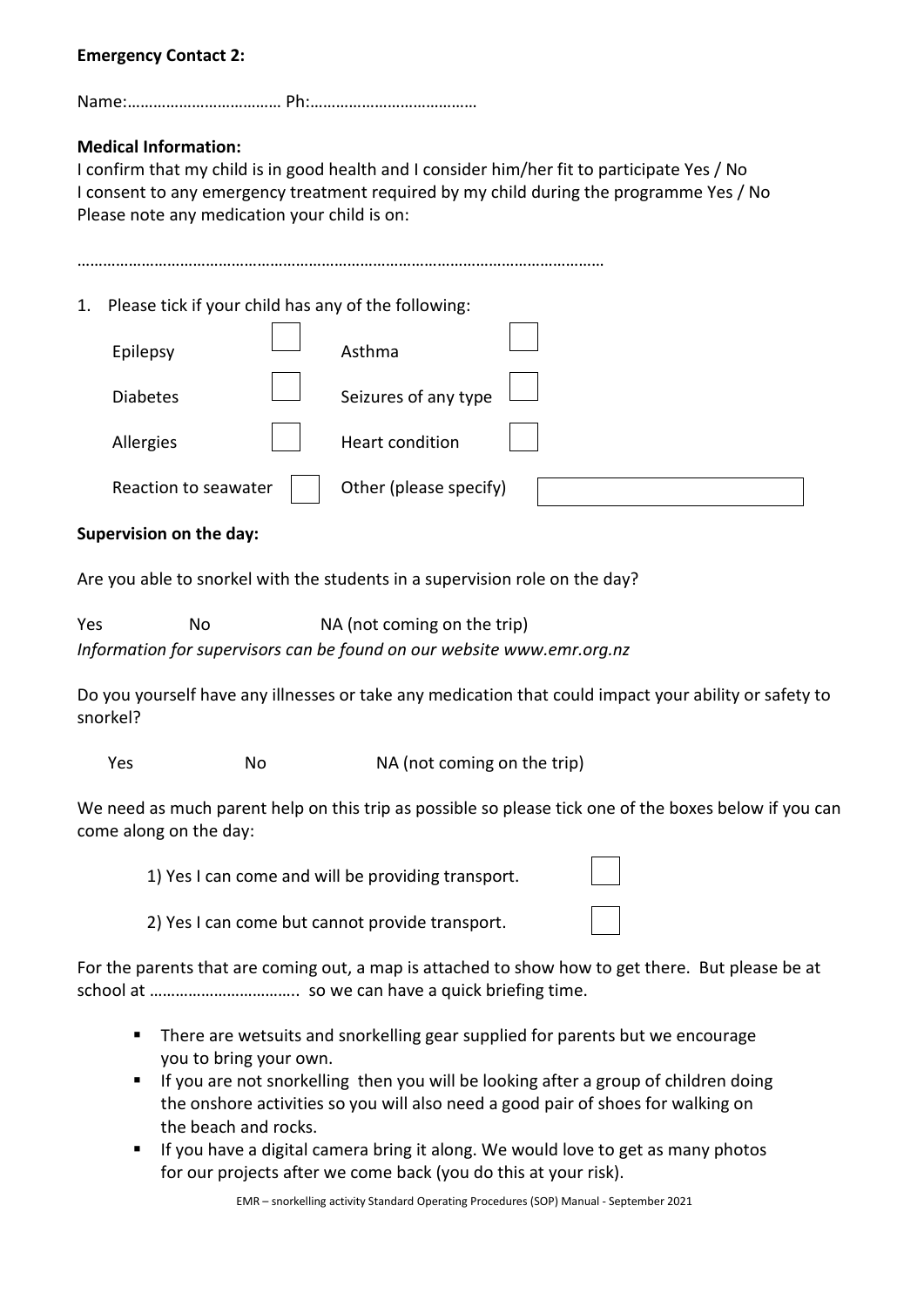**Emergency Contact 2:**

Name:……………………………… Ph:…………………………………

**Medical Information:**

I confirm that my child is in good health and I consider him/her fit to participate Yes / No
I consent to any emergency treatment required by my child during the programme Yes / No
Please note any medication your child is on:

…………………………………………………………………………………………………………

1. Please tick if your child has any of the following:

| | | | |
|---|---|---|---|
| Epilepsy | ☐ | Asthma | ☐ |
| Diabetes | ☐ | Seizures of any type | ☐ |
| Allergies | ☐ | Heart condition | ☐ |
| Reaction to seawater | ☐ | Other (please specify) | |

**Supervision on the day:**

Are you able to snorkel with the students in a supervision role on the day?

Yes No NA (not coming on the trip)

*Information for supervisors can be found on our website www.emr.org.nz*

Do you yourself have any illnesses or take any medication that could impact your ability or safety to snorkel?

Yes No NA (not coming on the trip)

We need as much parent help on this trip as possible so please tick one of the boxes below if you can come along on the day:

1) Yes I can come and will be providing transport. ☐

2) Yes I can come but cannot provide transport. ☐

For the parents that are coming out, a map is attached to show how to get there. But please be at school at …………………………….. so we can have a quick briefing time.

- There are wetsuits and snorkelling gear supplied for parents but we encourage you to bring your own.
- If you are not snorkelling then you will be looking after a group of children doing the onshore activities so you will also need a good pair of shoes for walking on the beach and rocks.
- If you have a digital camera bring it along. We would love to get as many photos for our projects after we come back (you do this at your risk).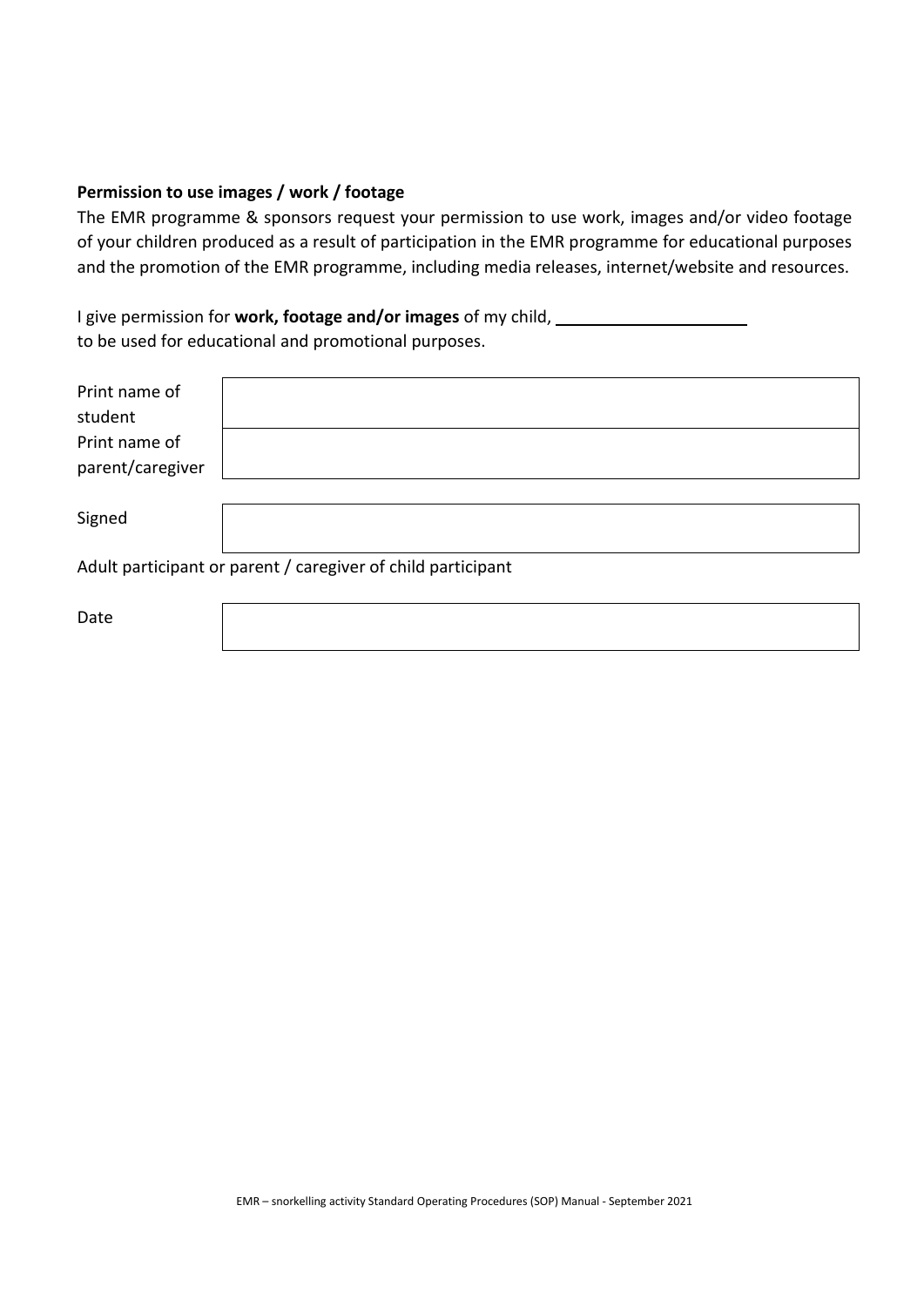**Permission to use images / work / footage**

The EMR programme & sponsors request your permission to use work, images and/or video footage of your children produced as a result of participation in the EMR programme for educational purposes and the promotion of the EMR programme, including media releases, internet/website and resources.

I give permission for **work, footage and/or images** of my child, ____________________ to be used for educational and promotional purposes.

| | |
|---|---|
| Print name of student | |
| Print name of parent/caregiver | |

| | |
|---|---|
| Signed | |

Adult participant or parent / caregiver of child participant

| | |
|---|---|
| Date | |